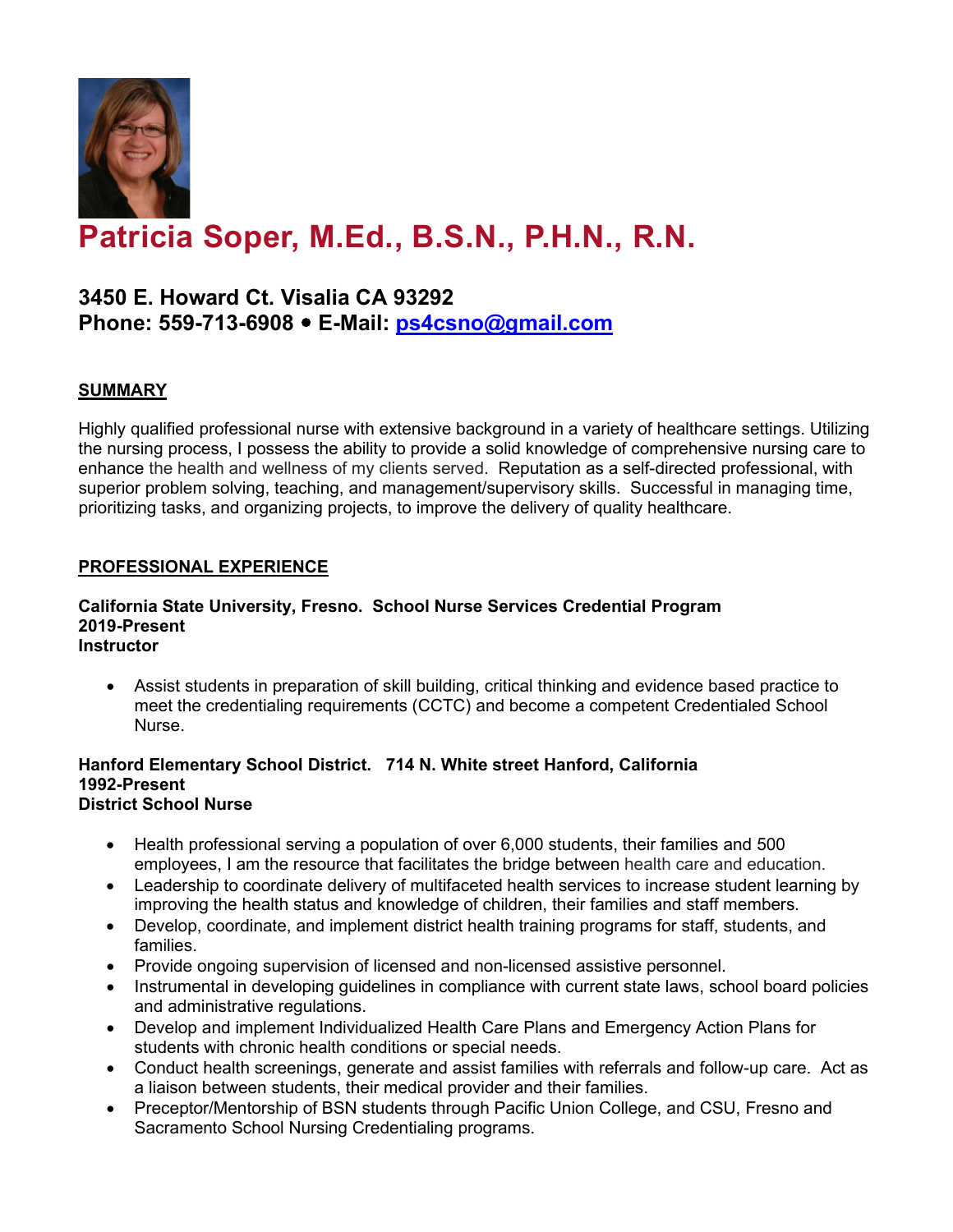# Patricia Soper, M.Ed., B.S.N., P.H.N., R.N.

### 3450 E. Howard Ct. Visalia CA 93292
### Phone: 559-713-6908 • E-Mail: ps4csno@gmail.com

## SUMMARY

Highly qualified professional nurse with extensive background in a variety of healthcare settings. Utilizing the nursing process, I possess the ability to provide a solid knowledge of comprehensive nursing care to enhance the health and wellness of my clients served. Reputation as a self-directed professional, with superior problem solving, teaching, and management/supervisory skills. Successful in managing time, prioritizing tasks, and organizing projects, to improve the delivery of quality healthcare.

## PROFESSIONAL EXPERIENCE

**California State University, Fresno. School Nurse Services Credential Program**
**2019-Present**
**Instructor**

- Assist students in preparation of skill building, critical thinking and evidence based practice to meet the credentialing requirements (CCTC) and become a competent Credentialed School Nurse.

**Hanford Elementary School District. 714 N. White street Hanford, California**
**1992-Present**
**District School Nurse**

- Health professional serving a population of over 6,000 students, their families and 500 employees, I am the resource that facilitates the bridge between health care and education.
- Leadership to coordinate delivery of multifaceted health services to increase student learning by improving the health status and knowledge of children, their families and staff members.
- Develop, coordinate, and implement district health training programs for staff, students, and families.
- Provide ongoing supervision of licensed and non-licensed assistive personnel.
- Instrumental in developing guidelines in compliance with current state laws, school board policies and administrative regulations.
- Develop and implement Individualized Health Care Plans and Emergency Action Plans for students with chronic health conditions or special needs.
- Conduct health screenings, generate and assist families with referrals and follow-up care. Act as a liaison between students, their medical provider and their families.
- Preceptor/Mentorship of BSN students through Pacific Union College, and CSU, Fresno and Sacramento School Nursing Credentialing programs.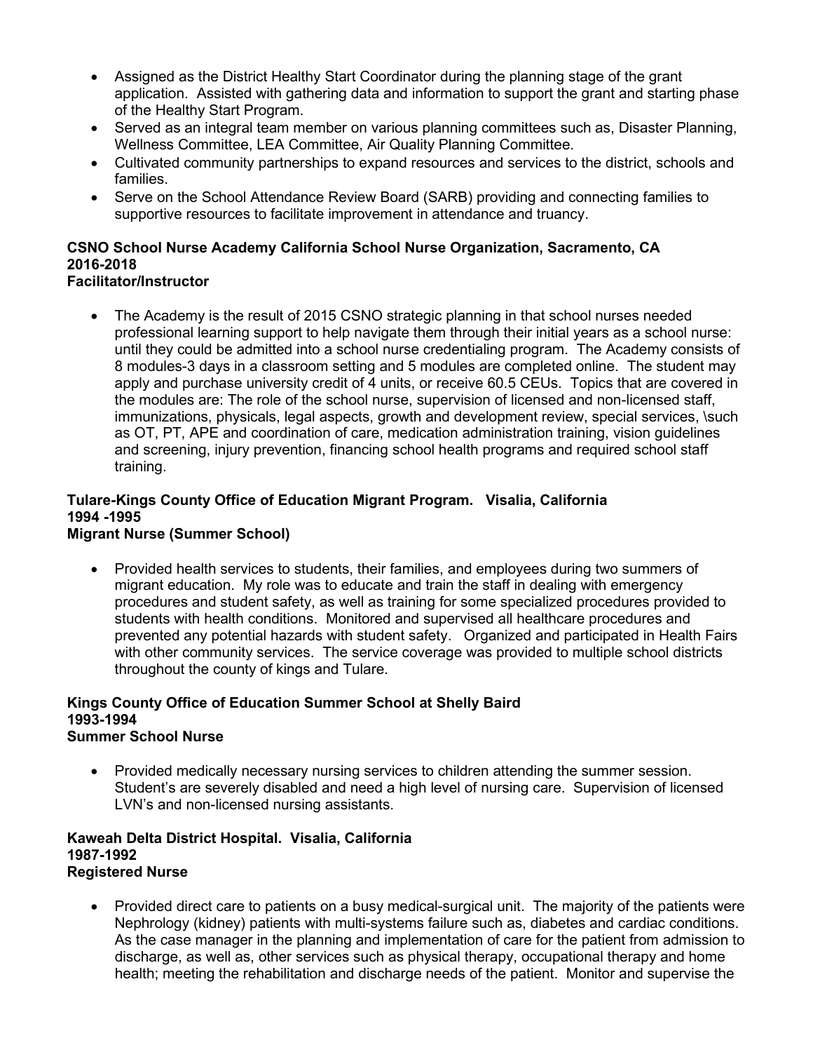- Assigned as the District Healthy Start Coordinator during the planning stage of the grant application. Assisted with gathering data and information to support the grant and starting phase of the Healthy Start Program.
- Served as an integral team member on various planning committees such as, Disaster Planning, Wellness Committee, LEA Committee, Air Quality Planning Committee.
- Cultivated community partnerships to expand resources and services to the district, schools and families.
- Serve on the School Attendance Review Board (SARB) providing and connecting families to supportive resources to facilitate improvement in attendance and truancy.

**CSNO School Nurse Academy California School Nurse Organization, Sacramento, CA**
**2016-2018**
**Facilitator/Instructor**

- The Academy is the result of 2015 CSNO strategic planning in that school nurses needed professional learning support to help navigate them through their initial years as a school nurse: until they could be admitted into a school nurse credentialing program. The Academy consists of 8 modules-3 days in a classroom setting and 5 modules are completed online. The student may apply and purchase university credit of 4 units, or receive 60.5 CEUs. Topics that are covered in the modules are: The role of the school nurse, supervision of licensed and non-licensed staff, immunizations, physicals, legal aspects, growth and development review, special services, \such as OT, PT, APE and coordination of care, medication administration training, vision guidelines and screening, injury prevention, financing school health programs and required school staff training.

**Tulare-Kings County Office of Education Migrant Program. Visalia, California**
**1994 -1995**
**Migrant Nurse (Summer School)**

- Provided health services to students, their families, and employees during two summers of migrant education. My role was to educate and train the staff in dealing with emergency procedures and student safety, as well as training for some specialized procedures provided to students with health conditions. Monitored and supervised all healthcare procedures and prevented any potential hazards with student safety. Organized and participated in Health Fairs with other community services. The service coverage was provided to multiple school districts throughout the county of kings and Tulare.

**Kings County Office of Education Summer School at Shelly Baird**
**1993-1994**
**Summer School Nurse**

- Provided medically necessary nursing services to children attending the summer session. Student's are severely disabled and need a high level of nursing care. Supervision of licensed LVN's and non-licensed nursing assistants.

**Kaweah Delta District Hospital. Visalia, California**
**1987-1992**
**Registered Nurse**

- Provided direct care to patients on a busy medical-surgical unit. The majority of the patients were Nephrology (kidney) patients with multi-systems failure such as, diabetes and cardiac conditions. As the case manager in the planning and implementation of care for the patient from admission to discharge, as well as, other services such as physical therapy, occupational therapy and home health; meeting the rehabilitation and discharge needs of the patient. Monitor and supervise the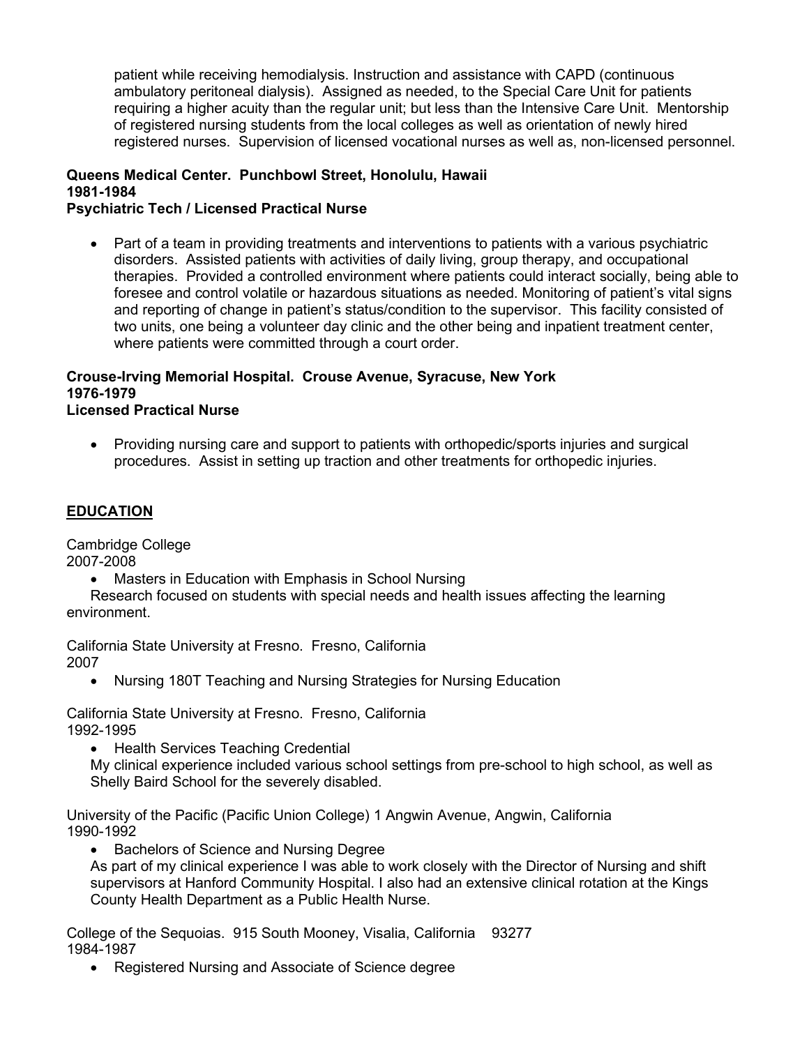patient while receiving hemodialysis. Instruction and assistance with CAPD (continuous ambulatory peritoneal dialysis). Assigned as needed, to the Special Care Unit for patients requiring a higher acuity than the regular unit; but less than the Intensive Care Unit. Mentorship of registered nursing students from the local colleges as well as orientation of newly hired registered nurses. Supervision of licensed vocational nurses as well as, non-licensed personnel.

**Queens Medical Center. Punchbowl Street, Honolulu, Hawaii**
**1981-1984**
**Psychiatric Tech / Licensed Practical Nurse**

- Part of a team in providing treatments and interventions to patients with a various psychiatric disorders. Assisted patients with activities of daily living, group therapy, and occupational therapies. Provided a controlled environment where patients could interact socially, being able to foresee and control volatile or hazardous situations as needed. Monitoring of patient's vital signs and reporting of change in patient's status/condition to the supervisor. This facility consisted of two units, one being a volunteer day clinic and the other being and inpatient treatment center, where patients were committed through a court order.

**Crouse-Irving Memorial Hospital. Crouse Avenue, Syracuse, New York**
**1976-1979**
**Licensed Practical Nurse**

- Providing nursing care and support to patients with orthopedic/sports injuries and surgical procedures. Assist in setting up traction and other treatments for orthopedic injuries.

## EDUCATION

Cambridge College
2007-2008

- Masters in Education with Emphasis in School Nursing

Research focused on students with special needs and health issues affecting the learning environment.

California State University at Fresno. Fresno, California
2007

- Nursing 180T Teaching and Nursing Strategies for Nursing Education

California State University at Fresno. Fresno, California
1992-1995

- Health Services Teaching Credential

My clinical experience included various school settings from pre-school to high school, as well as Shelly Baird School for the severely disabled.

University of the Pacific (Pacific Union College) 1 Angwin Avenue, Angwin, California
1990-1992

- Bachelors of Science and Nursing Degree

As part of my clinical experience I was able to work closely with the Director of Nursing and shift supervisors at Hanford Community Hospital. I also had an extensive clinical rotation at the Kings County Health Department as a Public Health Nurse.

College of the Sequoias. 915 South Mooney, Visalia, California 93277
1984-1987

- Registered Nursing and Associate of Science degree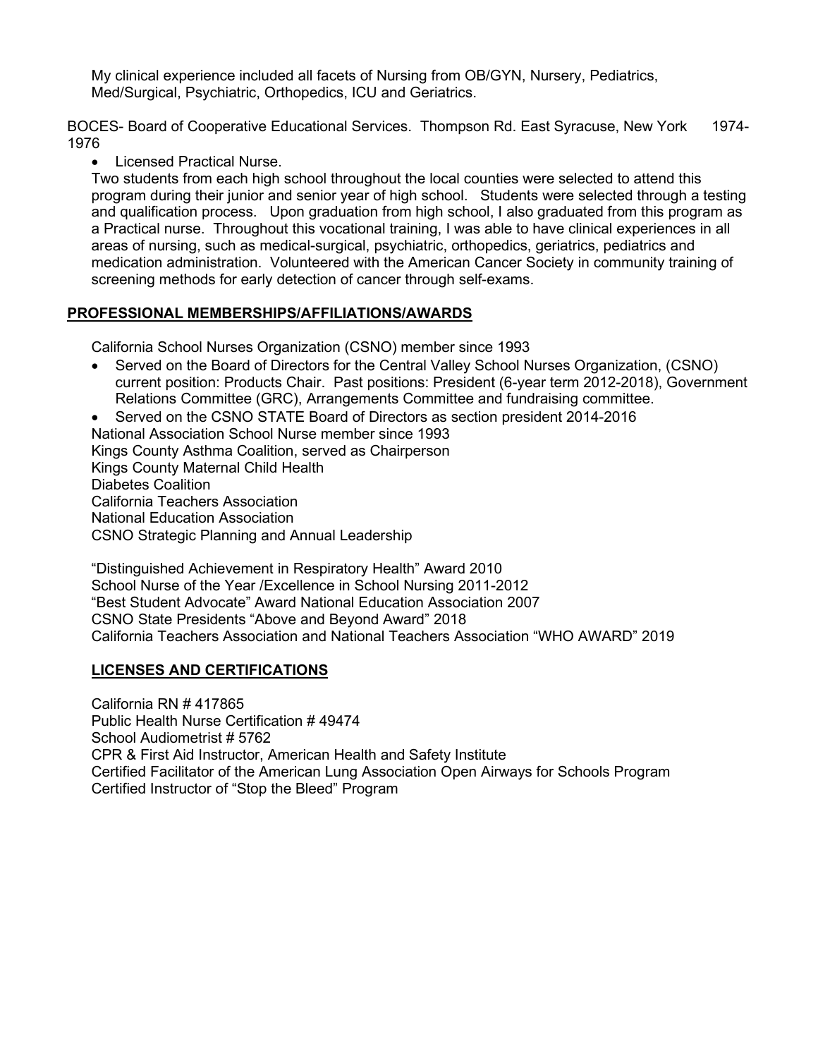My clinical experience included all facets of Nursing from OB/GYN, Nursery, Pediatrics, Med/Surgical, Psychiatric, Orthopedics, ICU and Geriatrics.

BOCES- Board of Cooperative Educational Services. Thompson Rd. East Syracuse, New York 1974-1976

- Licensed Practical Nurse.

Two students from each high school throughout the local counties were selected to attend this program during their junior and senior year of high school. Students were selected through a testing and qualification process. Upon graduation from high school, I also graduated from this program as a Practical nurse. Throughout this vocational training, I was able to have clinical experiences in all areas of nursing, such as medical-surgical, psychiatric, orthopedics, geriatrics, pediatrics and medication administration. Volunteered with the American Cancer Society in community training of screening methods for early detection of cancer through self-exams.

## PROFESSIONAL MEMBERSHIPS/AFFILIATIONS/AWARDS

California School Nurses Organization (CSNO) member since 1993

- Served on the Board of Directors for the Central Valley School Nurses Organization, (CSNO) current position: Products Chair. Past positions: President (6-year term 2012-2018), Government Relations Committee (GRC), Arrangements Committee and fundraising committee.
- Served on the CSNO STATE Board of Directors as section president 2014-2016

National Association School Nurse member since 1993
Kings County Asthma Coalition, served as Chairperson
Kings County Maternal Child Health
Diabetes Coalition
California Teachers Association
National Education Association
CSNO Strategic Planning and Annual Leadership

"Distinguished Achievement in Respiratory Health" Award 2010
School Nurse of the Year /Excellence in School Nursing 2011-2012
"Best Student Advocate" Award National Education Association 2007
CSNO State Presidents "Above and Beyond Award" 2018
California Teachers Association and National Teachers Association "WHO AWARD" 2019

## LICENSES AND CERTIFICATIONS

California RN # 417865
Public Health Nurse Certification # 49474
School Audiometrist # 5762
CPR & First Aid Instructor, American Health and Safety Institute
Certified Facilitator of the American Lung Association Open Airways for Schools Program
Certified Instructor of "Stop the Bleed" Program